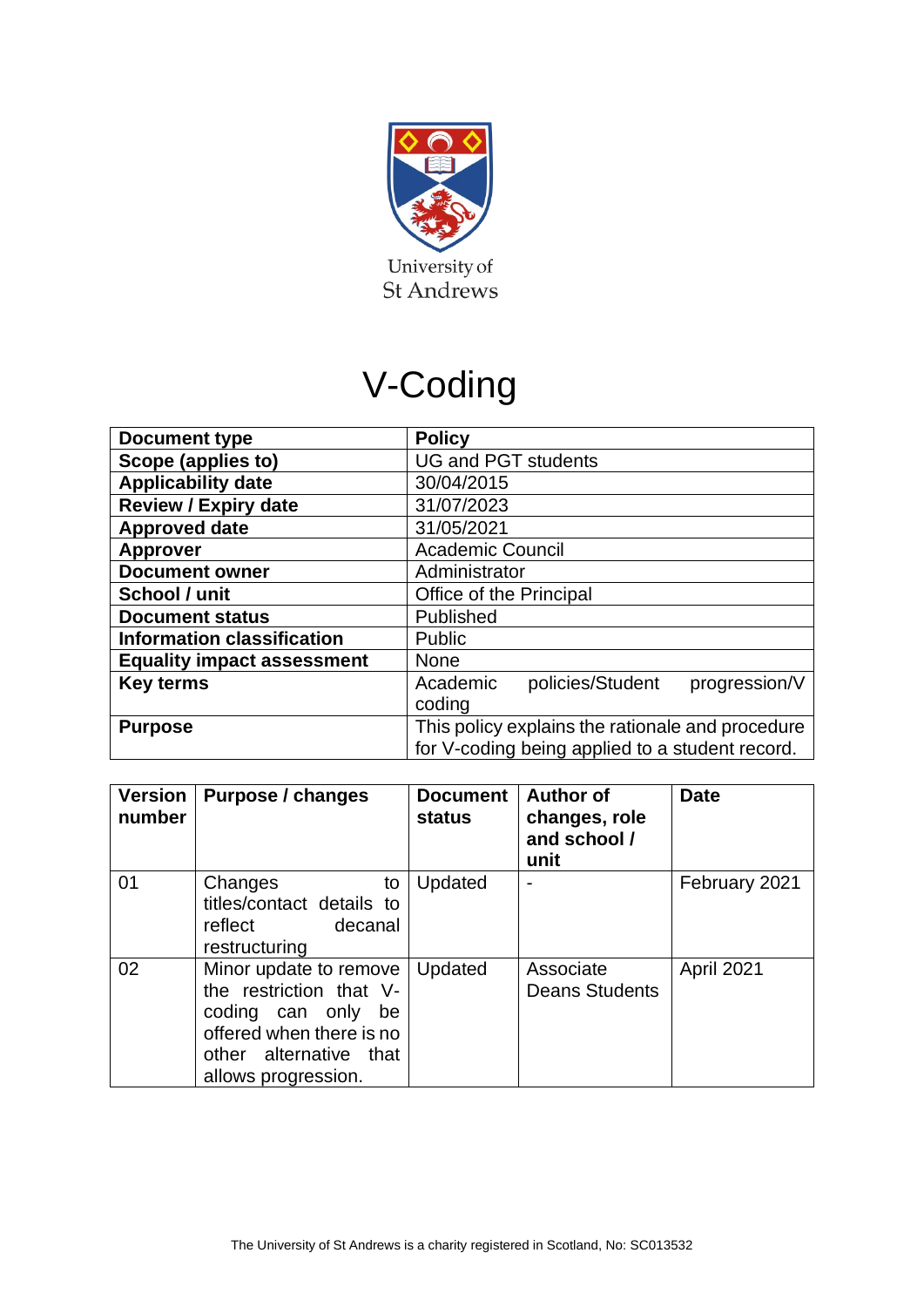University of St Andrews

# V-Coding

| Document type | Policy |
|---|---|
| Scope (applies to) | UG and PGT students |
| Applicability date | 30/04/2015 |
| Review / Expiry date | 31/07/2023 |
| Approved date | 31/05/2021 |
| Approver | Academic Council |
| Document owner | Administrator |
| School / unit | Office of the Principal |
| Document status | Published |
| Information classification | Public |
| Equality impact assessment | None |
| Key terms | Academic policies/Student progression/V coding |
| Purpose | This policy explains the rationale and procedure for V-coding being applied to a student record. |

| Version number | Purpose / changes | Document status | Author of changes, role and school / unit | Date |
|---|---|---|---|---|
| 01 | Changes to titles/contact details to reflect decanal restructuring | Updated | - | February 2021 |
| 02 | Minor update to remove the restriction that V-coding can only be offered when there is no other alternative that allows progression. | Updated | Associate Deans Students | April 2021 |

The University of St Andrews is a charity registered in Scotland, No: SC013532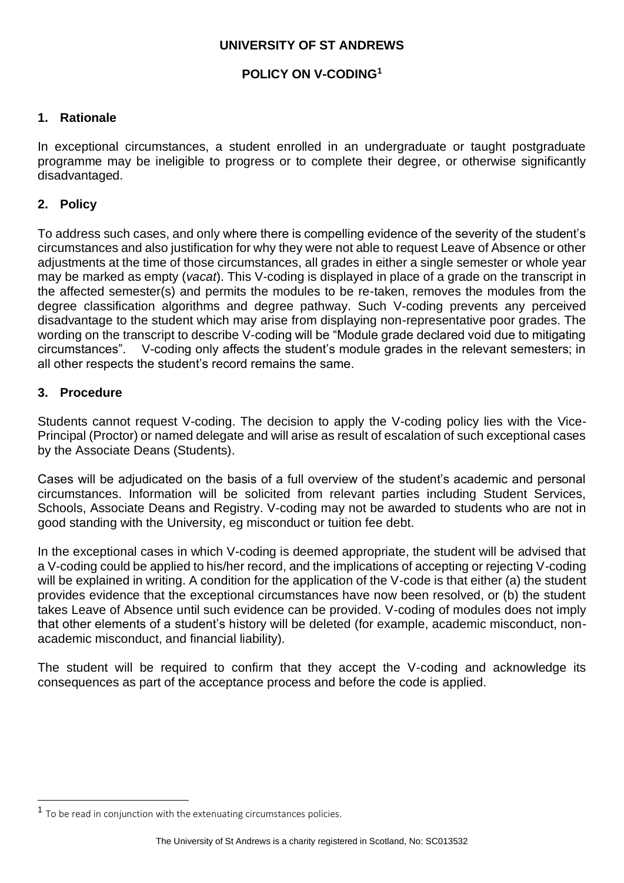# UNIVERSITY OF ST ANDREWS

## POLICY ON V-CODING[1]

### 1. Rationale

In exceptional circumstances, a student enrolled in an undergraduate or taught postgraduate programme may be ineligible to progress or to complete their degree, or otherwise significantly disadvantaged.

### 2. Policy

To address such cases, and only where there is compelling evidence of the severity of the student's circumstances and also justification for why they were not able to request Leave of Absence or other adjustments at the time of those circumstances, all grades in either a single semester or whole year may be marked as empty (*vacat*). This V-coding is displayed in place of a grade on the transcript in the affected semester(s) and permits the modules to be re-taken, removes the modules from the degree classification algorithms and degree pathway. Such V-coding prevents any perceived disadvantage to the student which may arise from displaying non-representative poor grades. The wording on the transcript to describe V-coding will be "Module grade declared void due to mitigating circumstances". V-coding only affects the student's module grades in the relevant semesters; in all other respects the student's record remains the same.

### 3. Procedure

Students cannot request V-coding. The decision to apply the V-coding policy lies with the Vice-Principal (Proctor) or named delegate and will arise as result of escalation of such exceptional cases by the Associate Deans (Students).

Cases will be adjudicated on the basis of a full overview of the student's academic and personal circumstances. Information will be solicited from relevant parties including Student Services, Schools, Associate Deans and Registry. V-coding may not be awarded to students who are not in good standing with the University, eg misconduct or tuition fee debt.

In the exceptional cases in which V-coding is deemed appropriate, the student will be advised that a V-coding could be applied to his/her record, and the implications of accepting or rejecting V-coding will be explained in writing. A condition for the application of the V-code is that either (a) the student provides evidence that the exceptional circumstances have now been resolved, or (b) the student takes Leave of Absence until such evidence can be provided. V-coding of modules does not imply that other elements of a student's history will be deleted (for example, academic misconduct, non-academic misconduct, and financial liability).

The student will be required to confirm that they accept the V-coding and acknowledge its consequences as part of the acceptance process and before the code is applied.

---

[1] To be read in conjunction with the extenuating circumstances policies.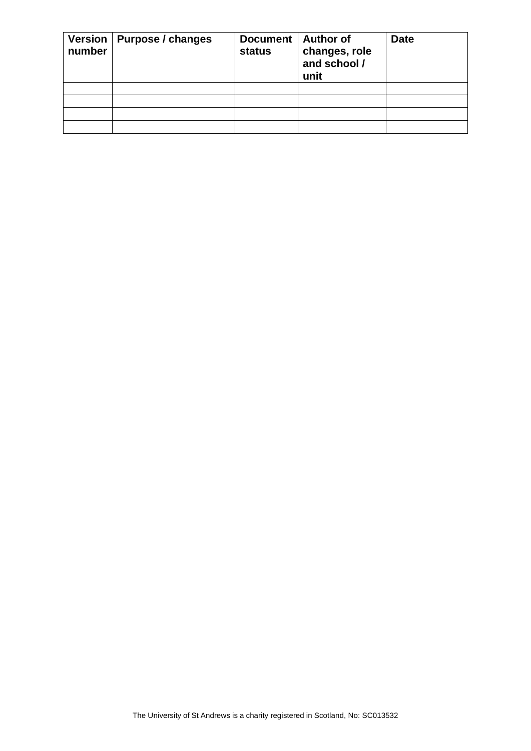| Version number | Purpose / changes | Document status | Author of changes, role and school / unit | Date |
|---|---|---|---|---|
| | | | | |
| | | | | |
| | | | | |
| | | | | |

The University of St Andrews is a charity registered in Scotland, No: SC013532